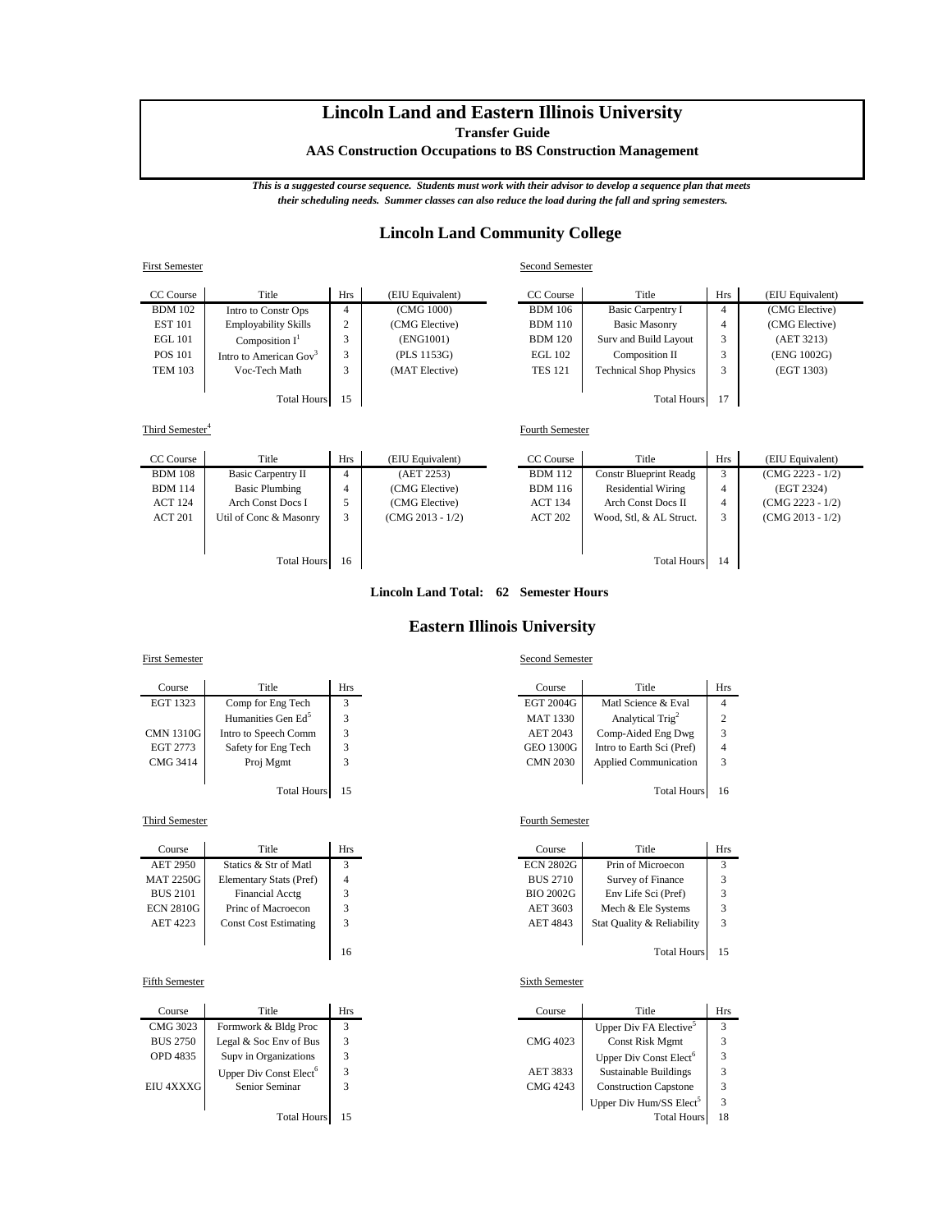# Lincoln Land and Eastern Illinois University

**Transfer Guide**

**AAS Construction Occupations to BS Construction Management**

***This is a suggested course sequence. Students must work with their advisor to develop a sequence plan that meets their scheduling needs. Summer classes can also reduce the load during the fall and spring semesters.***

## Lincoln Land Community College

First Semester

| CC Course | Title | Hrs | (EIU Equivalent) |
|---|---|---|---|
| BDM 102 | Intro to Constr Ops | 4 | (CMG 1000) |
| EST 101 | Employability Skills | 2 | (CMG Elective) |
| EGL 101 | Composition I[1] | 3 | (ENG1001) |
| POS 101 | Intro to American Gov[3] | 3 | (PLS 1153G) |
| TEM 103 | Voc-Tech Math | 3 | (MAT Elective) |
| | Total Hours | 15 | |

Second Semester

| CC Course | Title | Hrs | (EIU Equivalent) |
|---|---|---|---|
| BDM 106 | Basic Carpentry I | 4 | (CMG Elective) |
| BDM 110 | Basic Masonry | 4 | (CMG Elective) |
| BDM 120 | Surv and Build Layout | 3 | (AET 3213) |
| EGL 102 | Composition II | 3 | (ENG 1002G) |
| TES 121 | Technical Shop Physics | 3 | (EGT 1303) |
| | Total Hours | 17 | |

Third Semester[4]

| CC Course | Title | Hrs | (EIU Equivalent) |
|---|---|---|---|
| BDM 108 | Basic Carpentry II | 4 | (AET 2253) |
| BDM 114 | Basic Plumbing | 4 | (CMG Elective) |
| ACT 124 | Arch Const Docs I | 5 | (CMG Elective) |
| ACT 201 | Util of Conc & Masonry | 3 | (CMG 2013 - 1/2) |
| | Total Hours | 16 | |

Fourth Semester

| CC Course | Title | Hrs | (EIU Equivalent) |
|---|---|---|---|
| BDM 112 | Constr Blueprint Readg | 3 | (CMG 2223 - 1/2) |
| BDM 116 | Residential Wiring | 4 | (EGT 2324) |
| ACT 134 | Arch Const Docs II | 4 | (CMG 2223 - 1/2) |
| ACT 202 | Wood, Stl, & AL Struct. | 3 | (CMG 2013 - 1/2) |
| | Total Hours | 14 | |

**Lincoln Land Total: 62 Semester Hours**

## Eastern Illinois University

First Semester

| Course | Title | Hrs |
|---|---|---|
| EGT 1323 | Comp for Eng Tech | 3 |
| | Humanities Gen Ed[5] | 3 |
| CMN 1310G | Intro to Speech Comm | 3 |
| EGT 2773 | Safety for Eng Tech | 3 |
| CMG 3414 | Proj Mgmt | 3 |
| | Total Hours | 15 |

Second Semester

| Course | Title | Hrs |
|---|---|---|
| EGT 2004G | Matl Science & Eval | 4 |
| MAT 1330 | Analytical Trig[2] | 2 |
| AET 2043 | Comp-Aided Eng Dwg | 3 |
| GEO 1300G | Intro to Earth Sci (Pref) | 4 |
| CMN 2030 | Applied Communication | 3 |
| | Total Hours | 16 |

Third Semester

| Course | Title | Hrs |
|---|---|---|
| AET 2950 | Statics & Str of Matl | 3 |
| MAT 2250G | Elementary Stats (Pref) | 4 |
| BUS 2101 | Financial Acctg | 3 |
| ECN 2810G | Princ of Macroecon | 3 |
| AET 4223 | Const Cost Estimating | 3 |
| | | 16 |

Fourth Semester

| Course | Title | Hrs |
|---|---|---|
| ECN 2802G | Prin of Microecon | 3 |
| BUS 2710 | Survey of Finance | 3 |
| BIO 2002G | Env Life Sci (Pref) | 3 |
| AET 3603 | Mech & Ele Systems | 3 |
| AET 4843 | Stat Quality & Reliability | 3 |
| | Total Hours | 15 |

Fifth Semester

| Course | Title | Hrs |
|---|---|---|
| CMG 3023 | Formwork & Bldg Proc | 3 |
| BUS 2750 | Legal & Soc Env of Bus | 3 |
| OPD 4835 | Supv in Organizations | 3 |
| | Upper Div Const Elect[6] | 3 |
| EIU 4XXXG | Senior Seminar | 3 |
| | Total Hours | 15 |

Sixth Semester

| Course | Title | Hrs |
|---|---|---|
| | Upper Div FA Elective[5] | 3 |
| CMG 4023 | Const Risk Mgmt | 3 |
| | Upper Div Const Elect[6] | 3 |
| AET 3833 | Sustainable Buildings | 3 |
| CMG 4243 | Construction Capstone | 3 |
| | Upper Div Hum/SS Elect[5] | 3 |
| | Total Hours | 18 |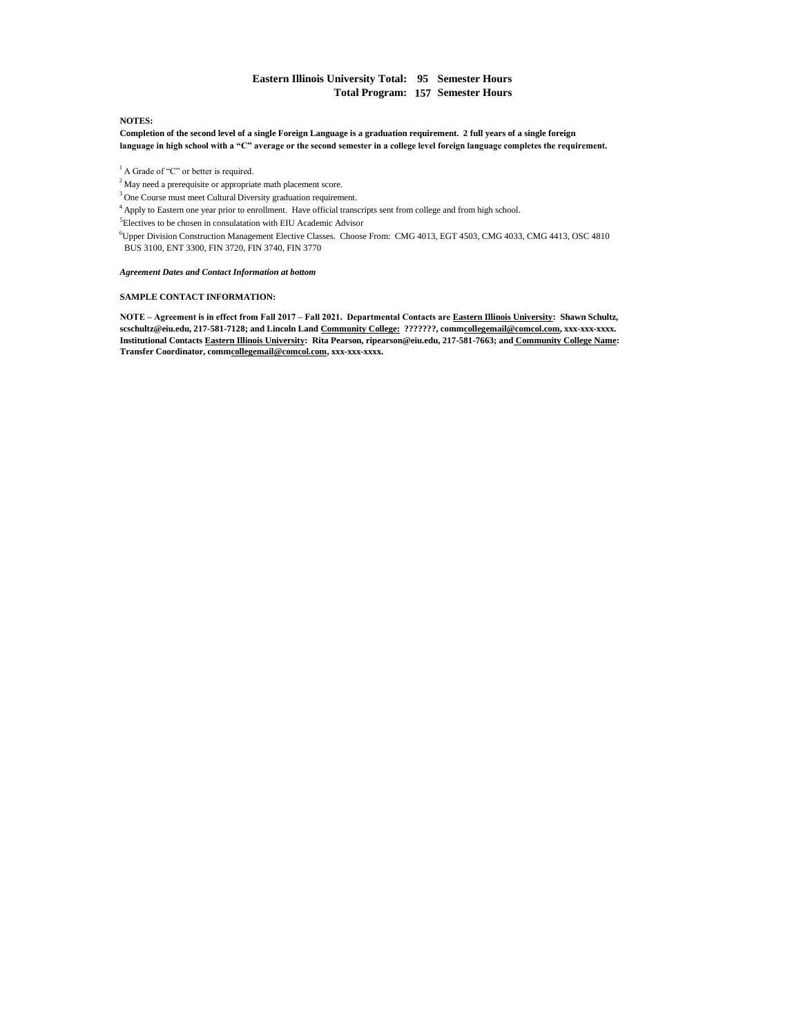**Eastern Illinois University Total: 95 Semester Hours**
**Total Program: 157 Semester Hours**

**NOTES:**

**Completion of the second level of a single Foreign Language is a graduation requirement. 2 full years of a single foreign language in high school with a "C" average or the second semester in a college level foreign language completes the requirement.**

[1] A Grade of "C" or better is required.

[2] May need a prerequisite or appropriate math placement score.

[3] One Course must meet Cultural Diversity graduation requirement.

[4] Apply to Eastern one year prior to enrollment. Have official transcripts sent from college and from high school.

[5] Electives to be chosen in consulatation with EIU Academic Advisor

[6] Upper Division Construction Management Elective Classes. Choose From: CMG 4013, EGT 4503, CMG 4033, CMG 4413, OSC 4810 BUS 3100, ENT 3300, FIN 3720, FIN 3740, FIN 3770

***Agreement Dates and Contact Information at bottom***

**SAMPLE CONTACT INFORMATION:**

**NOTE – Agreement is in effect from Fall 2017 – Fall 2021. Departmental Contacts are Eastern Illinois University: Shawn Schultz, scschultz@eiu.edu, 217-581-7128; and Lincoln Land Community College: ???????, commcollegemail@comcol.com, xxx-xxx-xxxx. Institutional Contacts Eastern Illinois University: Rita Pearson, ripearson@eiu.edu, 217-581-7663; and Community College Name: Transfer Coordinator, commcollegemail@comcol.com, xxx-xxx-xxxx.**